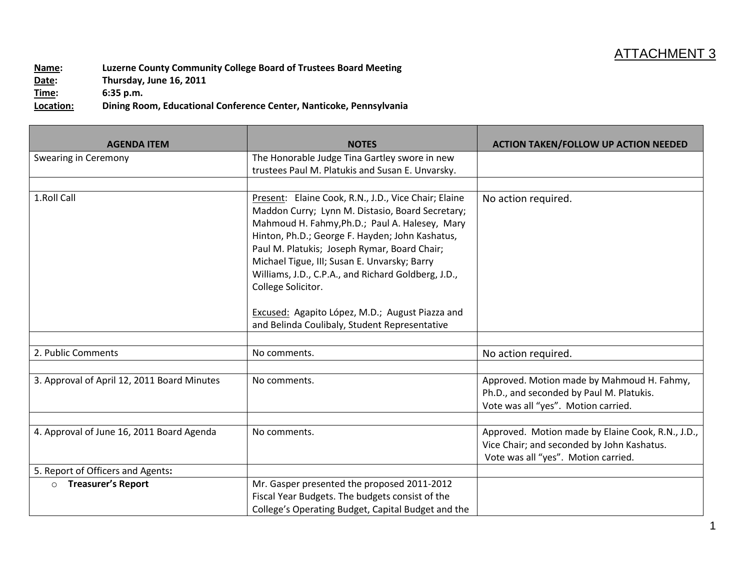ATTACHMENT 3

**Name:** **Luzerne County Community College Board of Trustees Board Meeting**
**Date:** **Thursday, June 16, 2011**
**Time:** **6:35 p.m.**
**Location:** **Dining Room, Educational Conference Center, Nanticoke, Pennsylvania**

| AGENDA ITEM | NOTES | ACTION TAKEN/FOLLOW UP ACTION NEEDED |
|---|---|---|
| Swearing in Ceremony | The Honorable Judge Tina Gartley swore in new trustees Paul M. Platukis and Susan E. Unvarsky. | |
| | | |
| 1.Roll Call | Present: Elaine Cook, R.N., J.D., Vice Chair; Elaine Maddon Curry; Lynn M. Distasio, Board Secretary; Mahmoud H. Fahmy,Ph.D.; Paul A. Halesey, Mary Hinton, Ph.D.; George F. Hayden; John Kashatus, Paul M. Platukis; Joseph Rymar, Board Chair; Michael Tigue, III; Susan E. Unvarsky; Barry Williams, J.D., C.P.A., and Richard Goldberg, J.D., College Solicitor.<br><br>Excused: Agapito López, M.D.; August Piazza and and Belinda Coulibaly, Student Representative | No action required. |
| | | |
| 2. Public Comments | No comments. | No action required. |
| | | |
| 3. Approval of April 12, 2011 Board Minutes | No comments. | Approved. Motion made by Mahmoud H. Fahmy, Ph.D., and seconded by Paul M. Platukis. Vote was all "yes". Motion carried. |
| | | |
| 4. Approval of June 16, 2011 Board Agenda | No comments. | Approved. Motion made by Elaine Cook, R.N., J.D., Vice Chair; and seconded by John Kashatus. Vote was all "yes". Motion carried. |
| 5. Report of Officers and Agents**:** | | |
| ○ **Treasurer's Report** | Mr. Gasper presented the proposed 2011-2012 Fiscal Year Budgets. The budgets consist of the College's Operating Budget, Capital Budget and the | |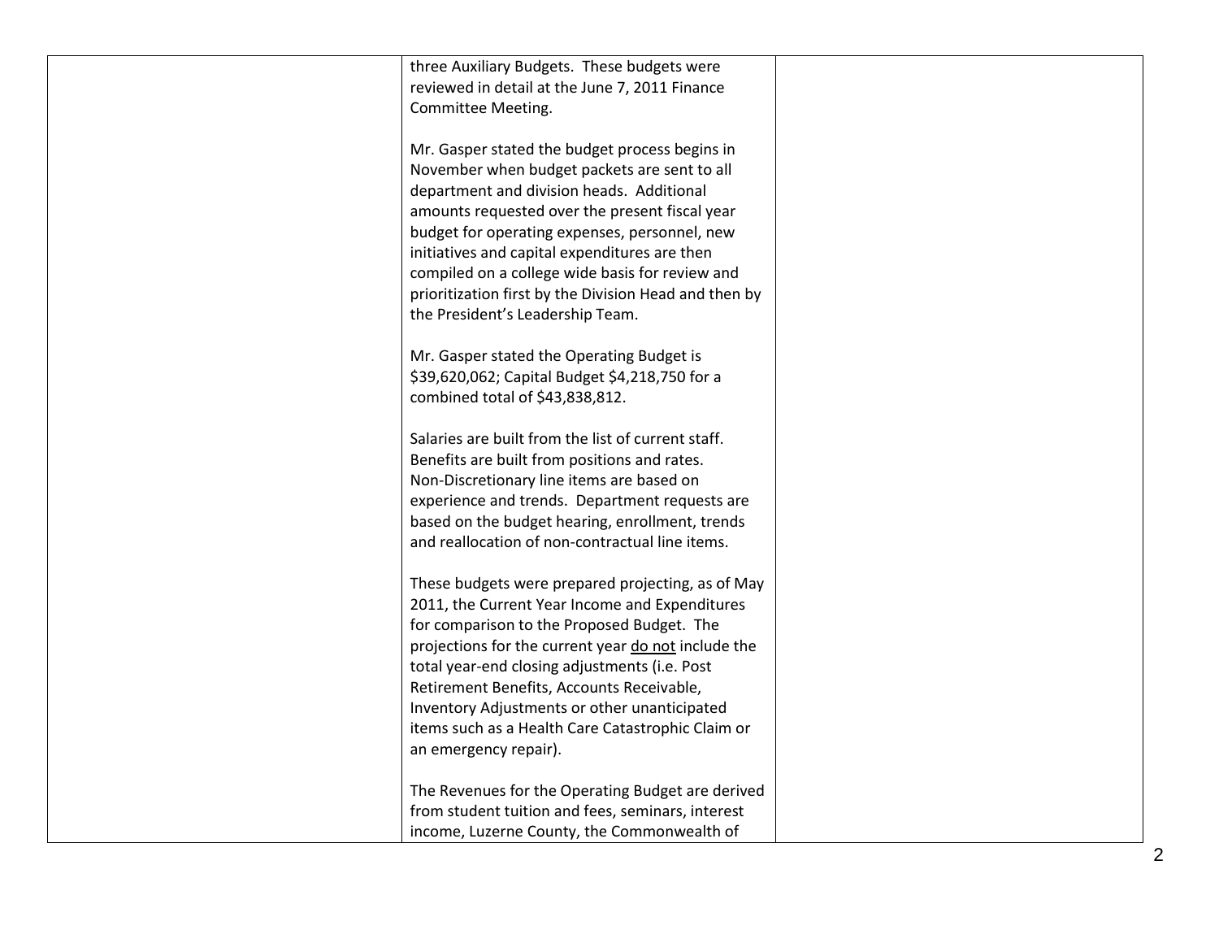| | | |
|---|---|---|
| | three Auxiliary Budgets. These budgets were reviewed in detail at the June 7, 2011 Finance Committee Meeting.<br><br>Mr. Gasper stated the budget process begins in November when budget packets are sent to all department and division heads. Additional amounts requested over the present fiscal year budget for operating expenses, personnel, new initiatives and capital expenditures are then compiled on a college wide basis for review and prioritization first by the Division Head and then by the President's Leadership Team.<br><br>Mr. Gasper stated the Operating Budget is $39,620,062; Capital Budget $4,218,750 for a combined total of $43,838,812.<br><br>Salaries are built from the list of current staff. Benefits are built from positions and rates. Non-Discretionary line items are based on experience and trends. Department requests are based on the budget hearing, enrollment, trends and reallocation of non-contractual line items.<br><br>These budgets were prepared projecting, as of May 2011, the Current Year Income and Expenditures for comparison to the Proposed Budget. The projections for the current year <u>do not</u> include the total year-end closing adjustments (i.e. Post Retirement Benefits, Accounts Receivable, Inventory Adjustments or other unanticipated items such as a Health Care Catastrophic Claim or an emergency repair).<br><br>The Revenues for the Operating Budget are derived from student tuition and fees, seminars, interest income, Luzerne County, the Commonwealth of | |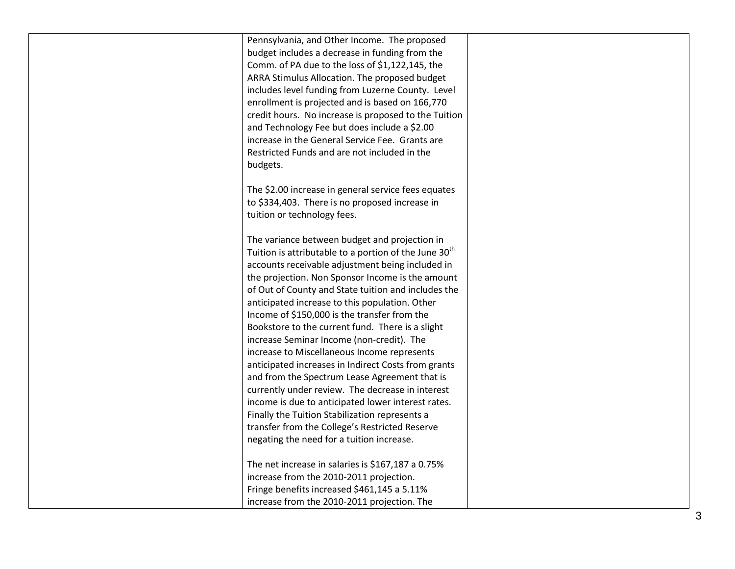| | | |
|---|---|---|
| | Pennsylvania, and Other Income. The proposed budget includes a decrease in funding from the Comm. of PA due to the loss of $1,122,145, the ARRA Stimulus Allocation. The proposed budget includes level funding from Luzerne County. Level enrollment is projected and is based on 166,770 credit hours. No increase is proposed to the Tuition and Technology Fee but does include a $2.00 increase in the General Service Fee. Grants are Restricted Funds and are not included in the budgets.<br><br>The $2.00 increase in general service fees equates to $334,403. There is no proposed increase in tuition or technology fees.<br><br>The variance between budget and projection in Tuition is attributable to a portion of the June 30th accounts receivable adjustment being included in the projection. Non Sponsor Income is the amount of Out of County and State tuition and includes the anticipated increase to this population. Other Income of $150,000 is the transfer from the Bookstore to the current fund. There is a slight increase Seminar Income (non-credit). The increase to Miscellaneous Income represents anticipated increases in Indirect Costs from grants and from the Spectrum Lease Agreement that is currently under review. The decrease in interest income is due to anticipated lower interest rates. Finally the Tuition Stabilization represents a transfer from the College's Restricted Reserve negating the need for a tuition increase.<br><br>The net increase in salaries is $167,187 a 0.75% increase from the 2010-2011 projection.<br>Fringe benefits increased $461,145 a 5.11% increase from the 2010-2011 projection. The | |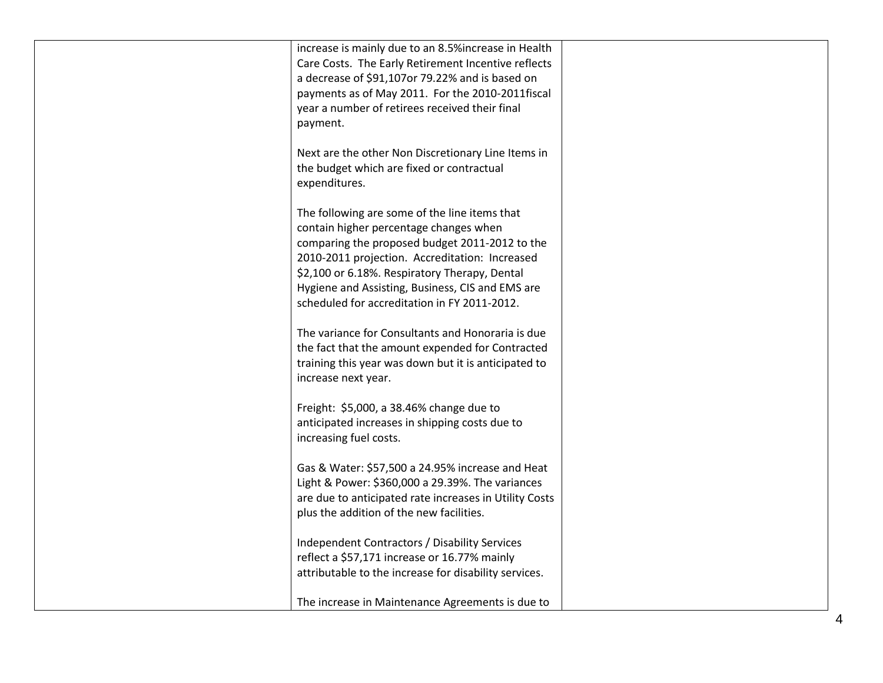| | | |
|---|---|---|
| | increase is mainly due to an 8.5%increase in Health Care Costs. The Early Retirement Incentive reflects a decrease of $91,107or 79.22% and is based on payments as of May 2011. For the 2010-2011fiscal year a number of retirees received their final payment.<br><br>Next are the other Non Discretionary Line Items in the budget which are fixed or contractual expenditures.<br><br>The following are some of the line items that contain higher percentage changes when comparing the proposed budget 2011-2012 to the 2010-2011 projection. Accreditation: Increased $2,100 or 6.18%. Respiratory Therapy, Dental Hygiene and Assisting, Business, CIS and EMS are scheduled for accreditation in FY 2011-2012.<br><br>The variance for Consultants and Honoraria is due the fact that the amount expended for Contracted training this year was down but it is anticipated to increase next year.<br><br>Freight: $5,000, a 38.46% change due to anticipated increases in shipping costs due to increasing fuel costs.<br><br>Gas & Water: $57,500 a 24.95% increase and Heat Light & Power: $360,000 a 29.39%. The variances are due to anticipated rate increases in Utility Costs plus the addition of the new facilities.<br><br>Independent Contractors / Disability Services reflect a $57,171 increase or 16.77% mainly attributable to the increase for disability services.<br><br>The increase in Maintenance Agreements is due to | |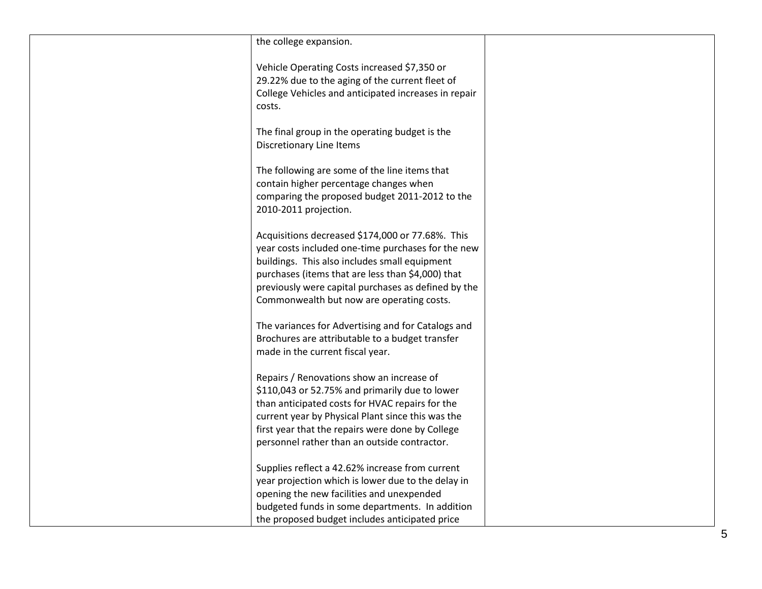| | | |
|---|---|---|
| | the college expansion.<br><br>Vehicle Operating Costs increased $7,350 or 29.22% due to the aging of the current fleet of College Vehicles and anticipated increases in repair costs.<br><br>The final group in the operating budget is the Discretionary Line Items<br><br>The following are some of the line items that contain higher percentage changes when comparing the proposed budget 2011-2012 to the 2010-2011 projection.<br><br>Acquisitions decreased $174,000 or 77.68%. This year costs included one-time purchases for the new buildings. This also includes small equipment purchases (items that are less than $4,000) that previously were capital purchases as defined by the Commonwealth but now are operating costs.<br><br>The variances for Advertising and for Catalogs and Brochures are attributable to a budget transfer made in the current fiscal year.<br><br>Repairs / Renovations show an increase of $110,043 or 52.75% and primarily due to lower than anticipated costs for HVAC repairs for the current year by Physical Plant since this was the first year that the repairs were done by College personnel rather than an outside contractor.<br><br>Supplies reflect a 42.62% increase from current year projection which is lower due to the delay in opening the new facilities and unexpended budgeted funds in some departments. In addition the proposed budget includes anticipated price | |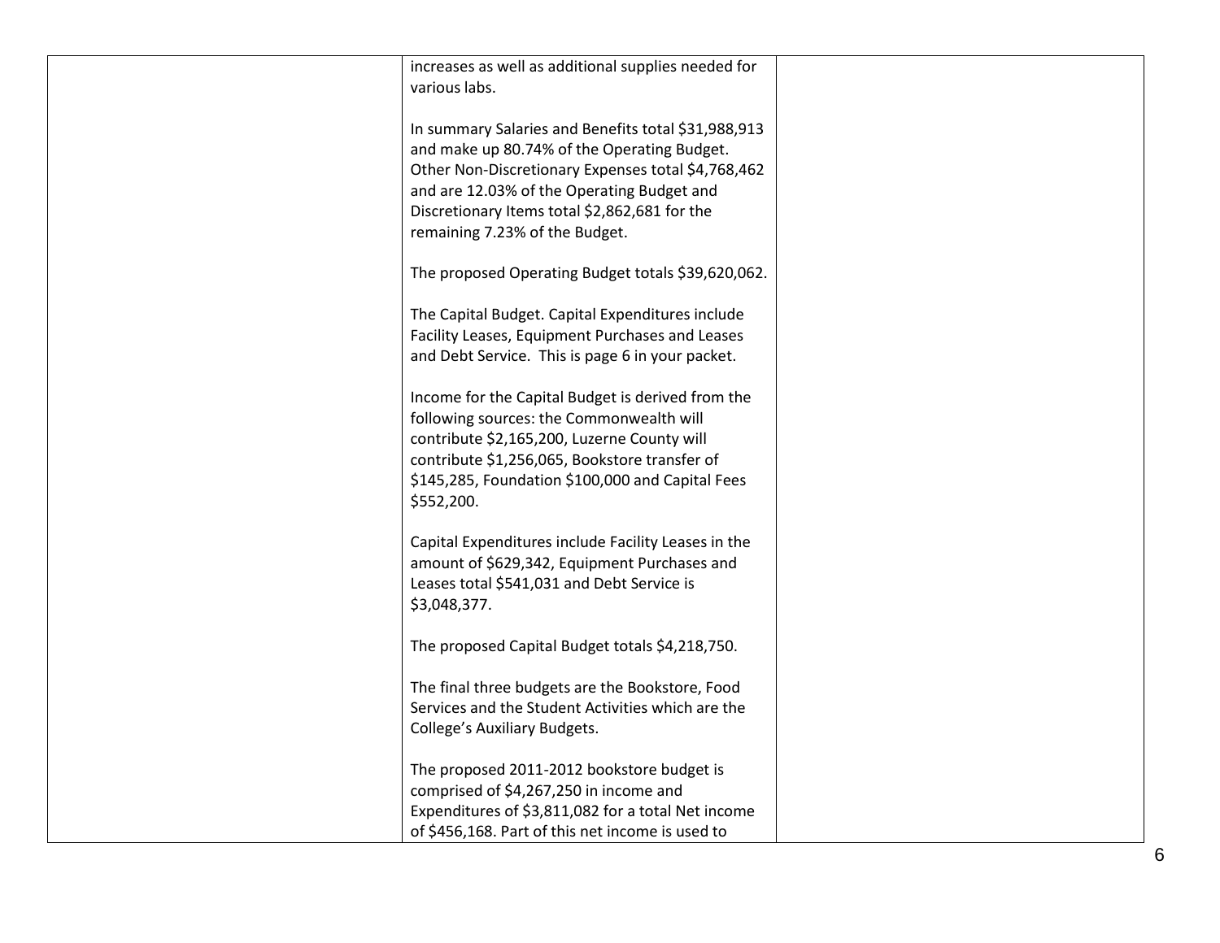| | | |
|---|---|---|
| | increases as well as additional supplies needed for various labs.<br><br>In summary Salaries and Benefits total $31,988,913 and make up 80.74% of the Operating Budget. Other Non-Discretionary Expenses total $4,768,462 and are 12.03% of the Operating Budget and Discretionary Items total $2,862,681 for the remaining 7.23% of the Budget.<br><br>The proposed Operating Budget totals $39,620,062.<br><br>The Capital Budget. Capital Expenditures include Facility Leases, Equipment Purchases and Leases and Debt Service. This is page 6 in your packet.<br><br>Income for the Capital Budget is derived from the following sources: the Commonwealth will contribute $2,165,200, Luzerne County will contribute $1,256,065, Bookstore transfer of $145,285, Foundation $100,000 and Capital Fees $552,200.<br><br>Capital Expenditures include Facility Leases in the amount of $629,342, Equipment Purchases and Leases total $541,031 and Debt Service is $3,048,377.<br><br>The proposed Capital Budget totals $4,218,750.<br><br>The final three budgets are the Bookstore, Food Services and the Student Activities which are the College's Auxiliary Budgets.<br><br>The proposed 2011-2012 bookstore budget is comprised of $4,267,250 in income and Expenditures of $3,811,082 for a total Net income of $456,168. Part of this net income is used to | |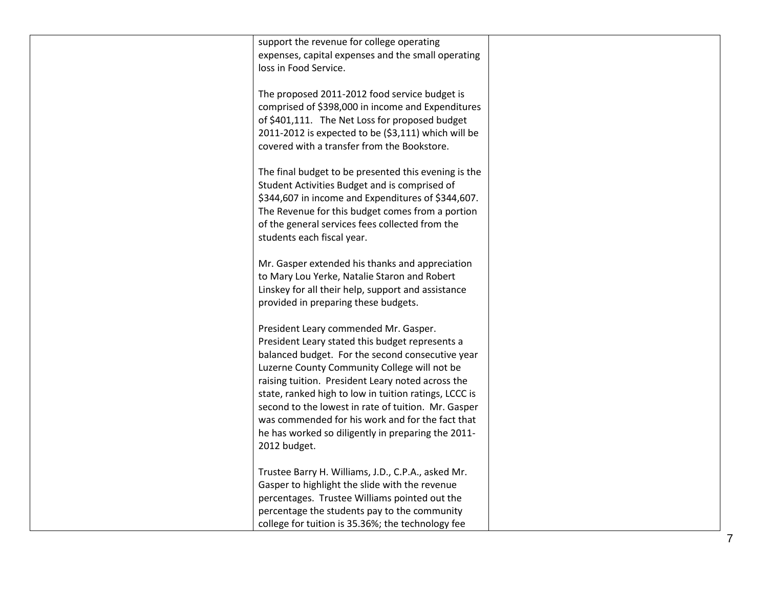| | | |
|---|---|---|
| | support the revenue for college operating expenses, capital expenses and the small operating loss in Food Service.<br><br>The proposed 2011-2012 food service budget is comprised of $398,000 in income and Expenditures of $401,111. The Net Loss for proposed budget 2011-2012 is expected to be ($3,111) which will be covered with a transfer from the Bookstore.<br><br>The final budget to be presented this evening is the Student Activities Budget and is comprised of $344,607 in income and Expenditures of $344,607. The Revenue for this budget comes from a portion of the general services fees collected from the students each fiscal year.<br><br>Mr. Gasper extended his thanks and appreciation to Mary Lou Yerke, Natalie Staron and Robert Linskey for all their help, support and assistance provided in preparing these budgets.<br><br>President Leary commended Mr. Gasper. President Leary stated this budget represents a balanced budget. For the second consecutive year Luzerne County Community College will not be raising tuition. President Leary noted across the state, ranked high to low in tuition ratings, LCCC is second to the lowest in rate of tuition. Mr. Gasper was commended for his work and for the fact that he has worked so diligently in preparing the 2011-2012 budget.<br><br>Trustee Barry H. Williams, J.D., C.P.A., asked Mr. Gasper to highlight the slide with the revenue percentages. Trustee Williams pointed out the percentage the students pay to the community college for tuition is 35.36%; the technology fee | |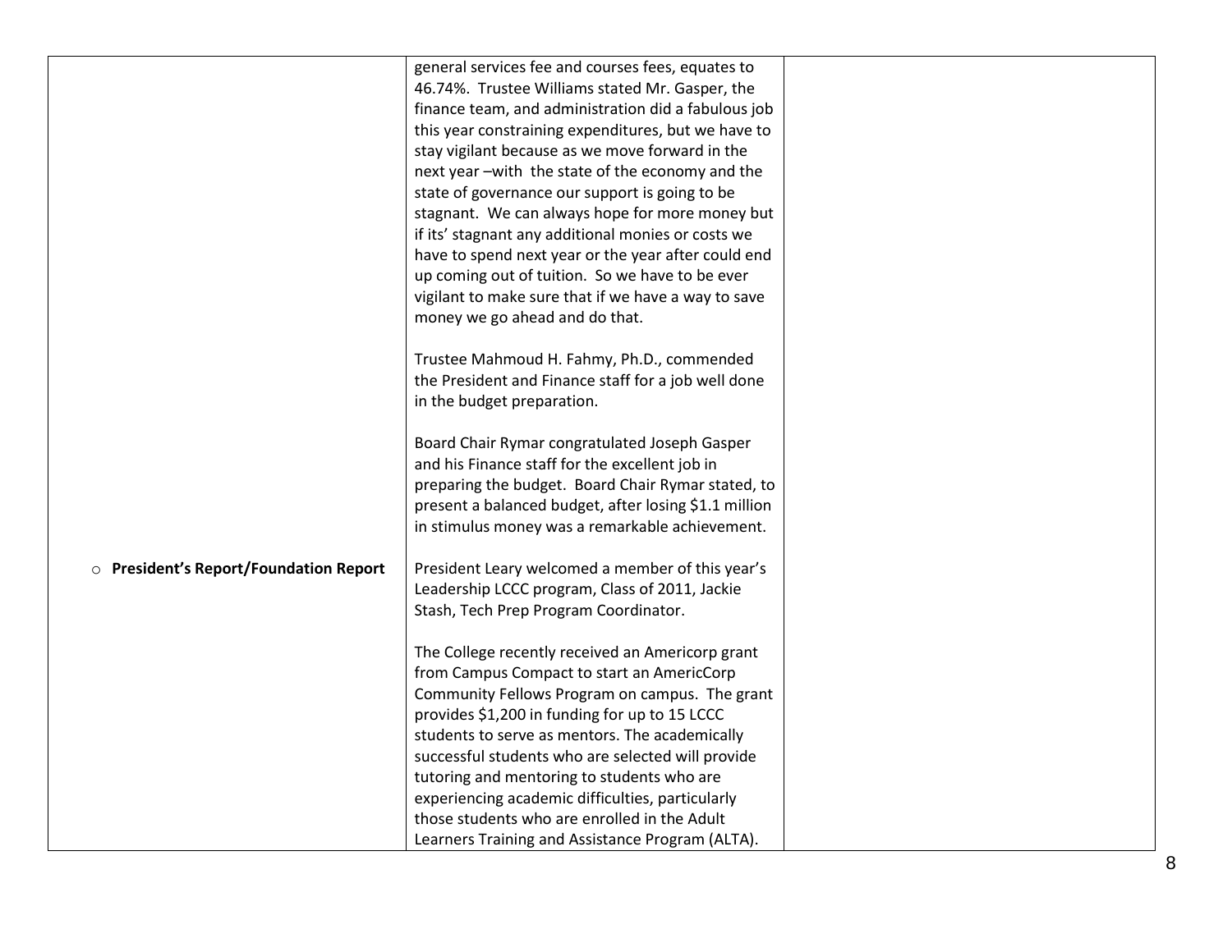| | | |
|---|---|---|
| | general services fee and courses fees, equates to 46.74%. Trustee Williams stated Mr. Gasper, the finance team, and administration did a fabulous job this year constraining expenditures, but we have to stay vigilant because as we move forward in the next year –with the state of the economy and the state of governance our support is going to be stagnant. We can always hope for more money but if its' stagnant any additional monies or costs we have to spend next year or the year after could end up coming out of tuition. So we have to be ever vigilant to make sure that if we have a way to save money we go ahead and do that.<br><br>Trustee Mahmoud H. Fahmy, Ph.D., commended the President and Finance staff for a job well done in the budget preparation.<br><br>Board Chair Rymar congratulated Joseph Gasper and his Finance staff for the excellent job in preparing the budget. Board Chair Rymar stated, to present a balanced budget, after losing $1.1 million in stimulus money was a remarkable achievement. | |
| ○ **President's Report/Foundation Report** | President Leary welcomed a member of this year's Leadership LCCC program, Class of 2011, Jackie Stash, Tech Prep Program Coordinator.<br><br>The College recently received an Americorp grant from Campus Compact to start an AmericCorp Community Fellows Program on campus. The grant provides $1,200 in funding for up to 15 LCCC students to serve as mentors. The academically successful students who are selected will provide tutoring and mentoring to students who are experiencing academic difficulties, particularly those students who are enrolled in the Adult Learners Training and Assistance Program (ALTA). | |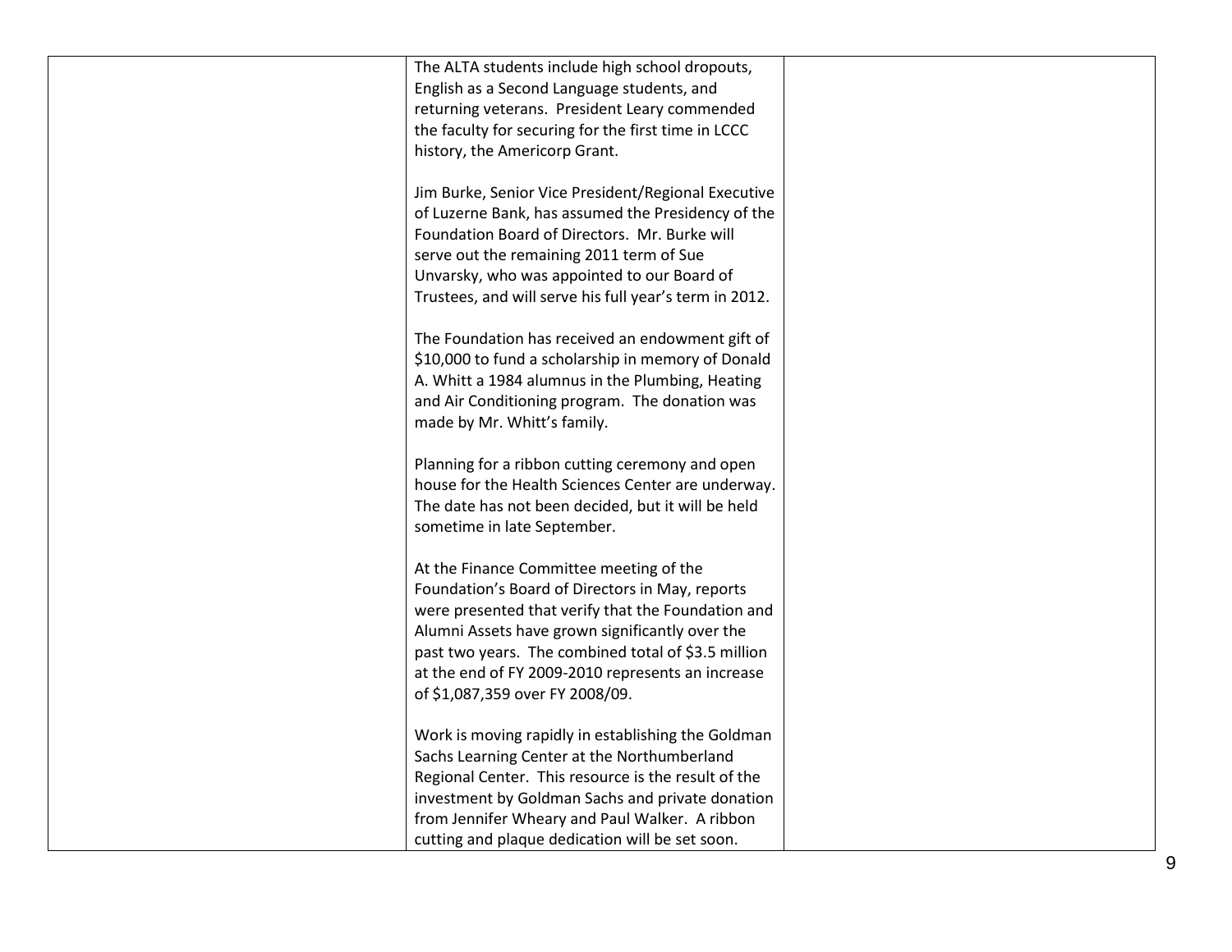|  |  |  |
|---|---|---|
|  | The ALTA students include high school dropouts, English as a Second Language students, and returning veterans. President Leary commended the faculty for securing for the first time in LCCC history, the Americorp Grant.<br><br>Jim Burke, Senior Vice President/Regional Executive of Luzerne Bank, has assumed the Presidency of the Foundation Board of Directors. Mr. Burke will serve out the remaining 2011 term of Sue Unvarsky, who was appointed to our Board of Trustees, and will serve his full year's term in 2012.<br><br>The Foundation has received an endowment gift of $10,000 to fund a scholarship in memory of Donald A. Whitt a 1984 alumnus in the Plumbing, Heating and Air Conditioning program. The donation was made by Mr. Whitt's family.<br><br>Planning for a ribbon cutting ceremony and open house for the Health Sciences Center are underway. The date has not been decided, but it will be held sometime in late September.<br><br>At the Finance Committee meeting of the Foundation's Board of Directors in May, reports were presented that verify that the Foundation and Alumni Assets have grown significantly over the past two years. The combined total of $3.5 million at the end of FY 2009-2010 represents an increase of $1,087,359 over FY 2008/09.<br><br>Work is moving rapidly in establishing the Goldman Sachs Learning Center at the Northumberland Regional Center. This resource is the result of the investment by Goldman Sachs and private donation from Jennifer Wheary and Paul Walker. A ribbon cutting and plaque dedication will be set soon. |  |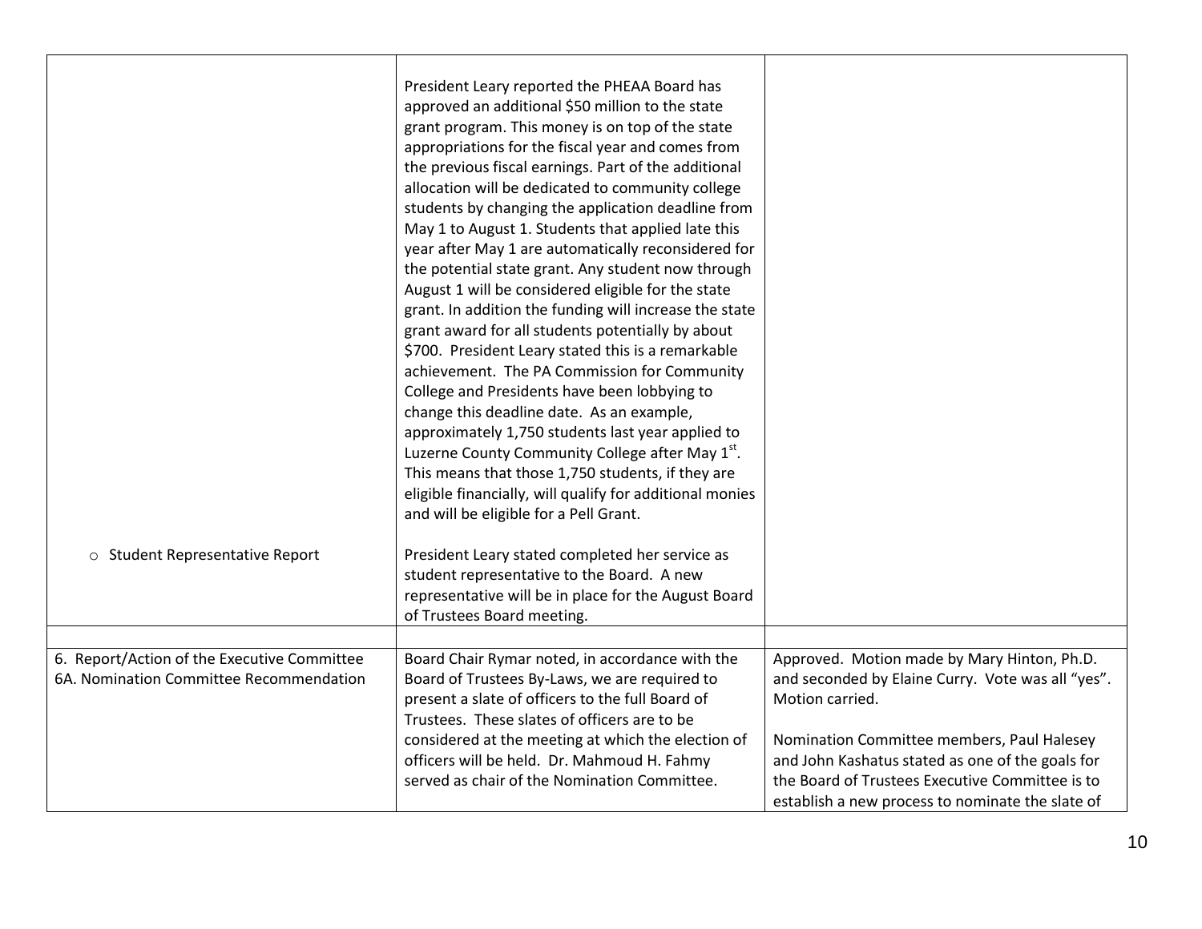| | | |
|---|---|---|
| | President Leary reported the PHEAA Board has approved an additional $50 million to the state grant program. This money is on top of the state appropriations for the fiscal year and comes from the previous fiscal earnings. Part of the additional allocation will be dedicated to community college students by changing the application deadline from May 1 to August 1. Students that applied late this year after May 1 are automatically reconsidered for the potential state grant. Any student now through August 1 will be considered eligible for the state grant. In addition the funding will increase the state grant award for all students potentially by about $700. President Leary stated this is a remarkable achievement. The PA Commission for Community College and Presidents have been lobbying to change this deadline date. As an example, approximately 1,750 students last year applied to Luzerne County Community College after May 1st. This means that those 1,750 students, if they are eligible financially, will qualify for additional monies and will be eligible for a Pell Grant. | |
| ○ Student Representative Report | President Leary stated completed her service as student representative to the Board. A new representative will be in place for the August Board of Trustees Board meeting. | |
| | | |
| 6. Report/Action of the Executive Committee<br>6A. Nomination Committee Recommendation | Board Chair Rymar noted, in accordance with the Board of Trustees By-Laws, we are required to present a slate of officers to the full Board of Trustees. These slates of officers are to be considered at the meeting at which the election of officers will be held. Dr. Mahmoud H. Fahmy served as chair of the Nomination Committee. | Approved. Motion made by Mary Hinton, Ph.D. and seconded by Elaine Curry. Vote was all "yes". Motion carried.<br><br>Nomination Committee members, Paul Halesey and John Kashatus stated as one of the goals for the Board of Trustees Executive Committee is to establish a new process to nominate the slate of |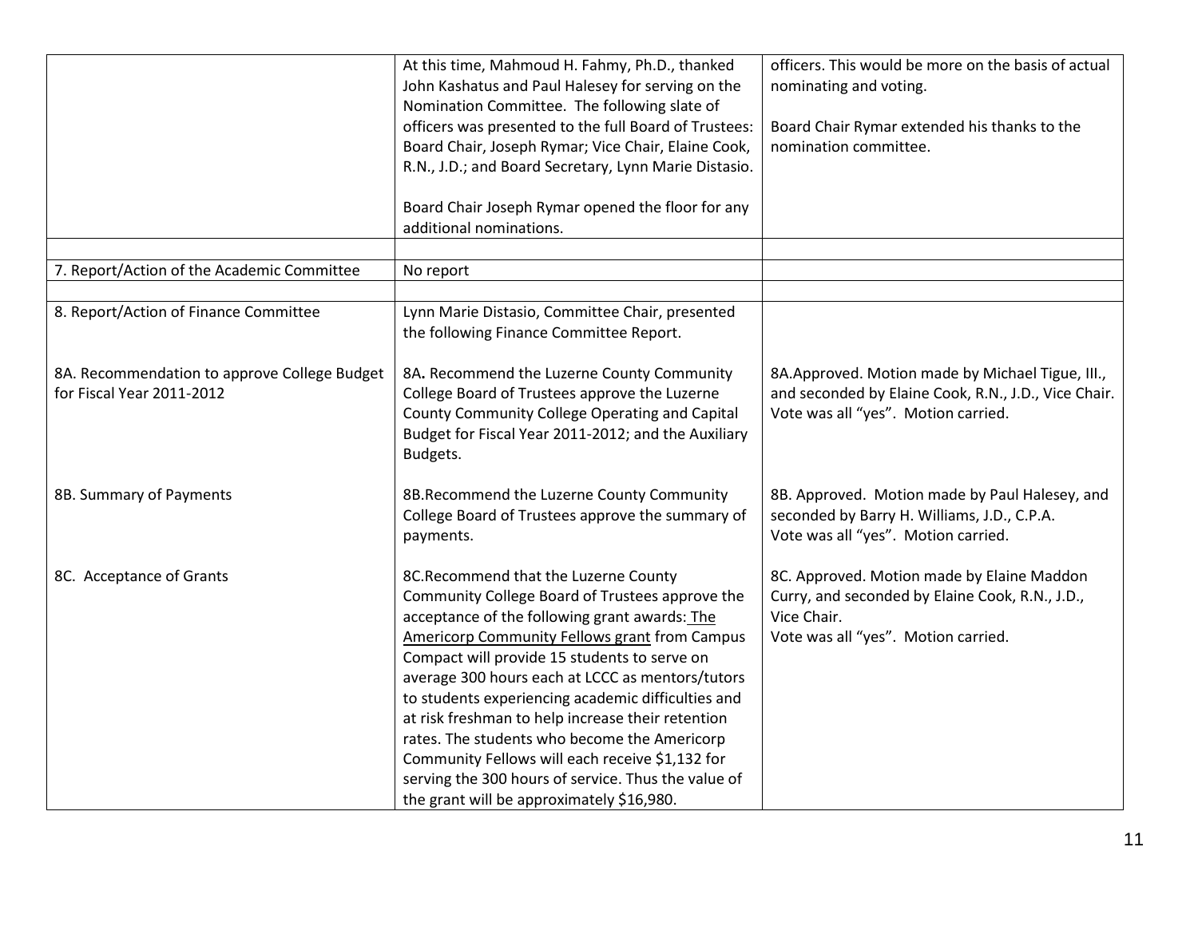| | | |
|---|---|---|
| | At this time, Mahmoud H. Fahmy, Ph.D., thanked John Kashatus and Paul Halesey for serving on the Nomination Committee. The following slate of officers was presented to the full Board of Trustees: Board Chair, Joseph Rymar; Vice Chair, Elaine Cook, R.N., J.D.; and Board Secretary, Lynn Marie Distasio.<br><br>Board Chair Joseph Rymar opened the floor for any additional nominations. | officers. This would be more on the basis of actual nominating and voting.<br><br>Board Chair Rymar extended his thanks to the nomination committee. |
| | | |
| 7. Report/Action of the Academic Committee | No report | |
| | | |
| 8. Report/Action of Finance Committee<br><br>8A. Recommendation to approve College Budget for Fiscal Year 2011-2012<br><br>8B. Summary of Payments<br><br>8C. Acceptance of Grants | Lynn Marie Distasio, Committee Chair, presented the following Finance Committee Report.<br><br>**8A.** Recommend the Luzerne County Community College Board of Trustees approve the Luzerne County Community College Operating and Capital Budget for Fiscal Year 2011-2012; and the Auxiliary Budgets.<br><br>8B.Recommend the Luzerne County Community College Board of Trustees approve the summary of payments.<br><br>8C.Recommend that the Luzerne County Community College Board of Trustees approve the acceptance of the following grant awards: The Americorp Community Fellows grant from Campus Compact will provide 15 students to serve on average 300 hours each at LCCC as mentors/tutors to students experiencing academic difficulties and at risk freshman to help increase their retention rates. The students who become the Americorp Community Fellows will each receive $1,132 for serving the 300 hours of service. Thus the value of the grant will be approximately $16,980. | 8A.Approved. Motion made by Michael Tigue, III., and seconded by Elaine Cook, R.N., J.D., Vice Chair. Vote was all "yes". Motion carried.<br><br>8B. Approved. Motion made by Paul Halesey, and seconded by Barry H. Williams, J.D., C.P.A. Vote was all "yes". Motion carried.<br><br>8C. Approved. Motion made by Elaine Maddon Curry, and seconded by Elaine Cook, R.N., J.D., Vice Chair.<br>Vote was all "yes". Motion carried. |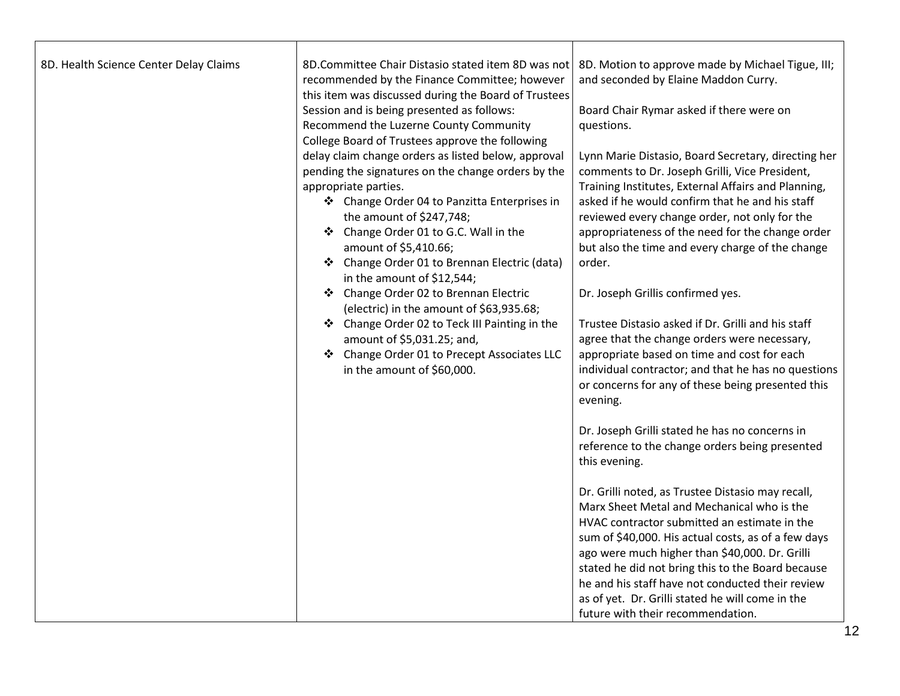| 8D. Health Science Center Delay Claims | 8D.Committee Chair Distasio stated item 8D was not recommended by the Finance Committee; however this item was discussed during the Board of Trustees Session and is being presented as follows: Recommend the Luzerne County Community College Board of Trustees approve the following delay claim change orders as listed below, approval pending the signatures on the change orders by the appropriate parties.<br>❖ Change Order 04 to Panzitta Enterprises in the amount of $247,748;<br>❖ Change Order 01 to G.C. Wall in the amount of $5,410.66;<br>❖ Change Order 01 to Brennan Electric (data) in the amount of $12,544;<br>❖ Change Order 02 to Brennan Electric (electric) in the amount of $63,935.68;<br>❖ Change Order 02 to Teck III Painting in the amount of $5,031.25; and,<br>❖ Change Order 01 to Precept Associates LLC in the amount of $60,000. | 8D. Motion to approve made by Michael Tigue, III; and seconded by Elaine Maddon Curry.<br><br>Board Chair Rymar asked if there were on questions.<br><br>Lynn Marie Distasio, Board Secretary, directing her comments to Dr. Joseph Grilli, Vice President, Training Institutes, External Affairs and Planning, asked if he would confirm that he and his staff reviewed every change order, not only for the appropriateness of the need for the change order but also the time and every charge of the change order.<br><br>Dr. Joseph Grillis confirmed yes.<br><br>Trustee Distasio asked if Dr. Grilli and his staff agree that the change orders were necessary, appropriate based on time and cost for each individual contractor; and that he has no questions or concerns for any of these being presented this evening.<br><br>Dr. Joseph Grilli stated he has no concerns in reference to the change orders being presented this evening.<br><br>Dr. Grilli noted, as Trustee Distasio may recall, Marx Sheet Metal and Mechanical who is the HVAC contractor submitted an estimate in the sum of $40,000. His actual costs, as of a few days ago were much higher than $40,000. Dr. Grilli stated he did not bring this to the Board because he and his staff have not conducted their review as of yet. Dr. Grilli stated he will come in the future with their recommendation. |
|---|---|---|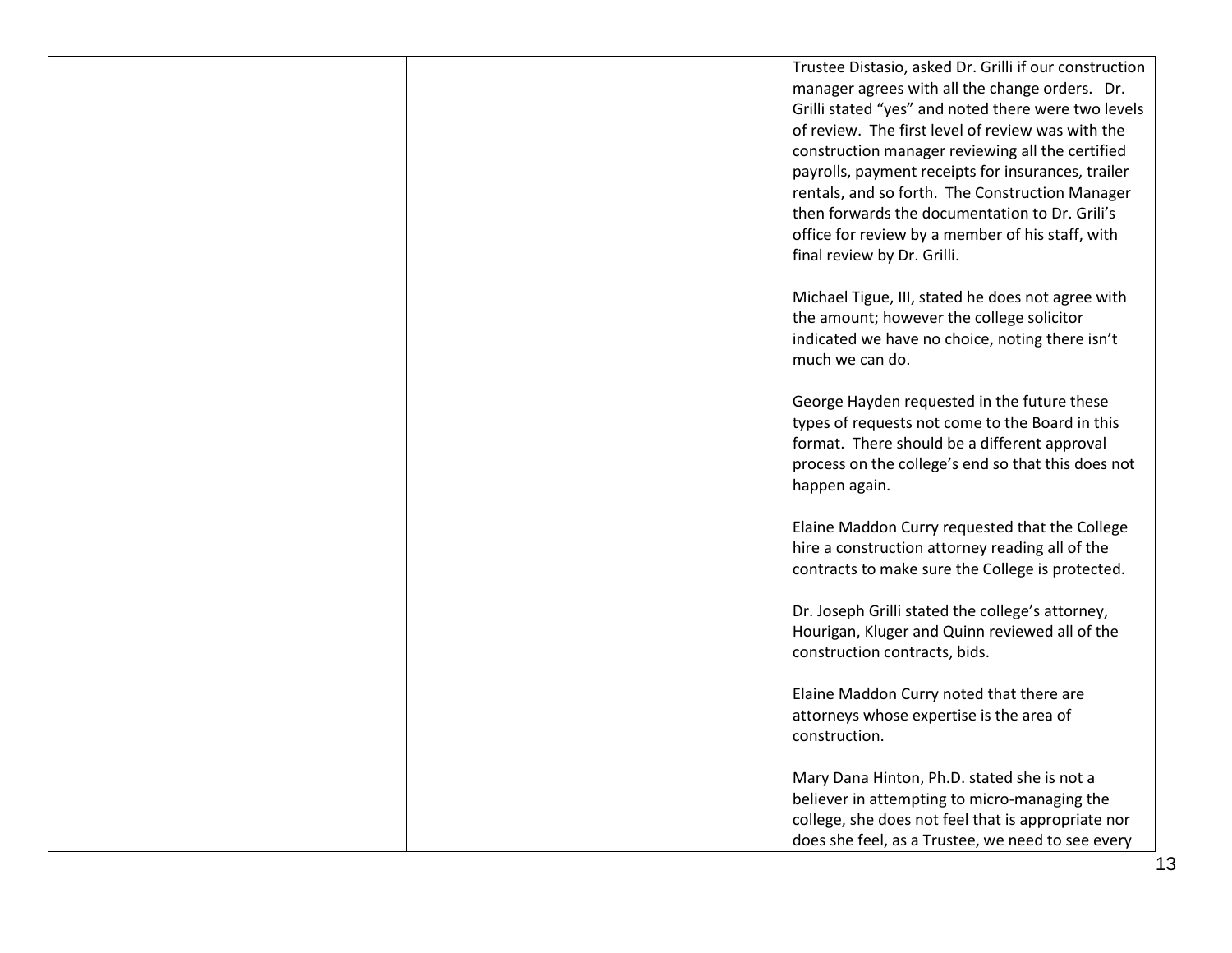| | | |
|---|---|---|
| | | Trustee Distasio, asked Dr. Grilli if our construction manager agrees with all the change orders. Dr. Grilli stated "yes" and noted there were two levels of review. The first level of review was with the construction manager reviewing all the certified payrolls, payment receipts for insurances, trailer rentals, and so forth. The Construction Manager then forwards the documentation to Dr. Grili's office for review by a member of his staff, with final review by Dr. Grilli.<br><br>Michael Tigue, III, stated he does not agree with the amount; however the college solicitor indicated we have no choice, noting there isn't much we can do.<br><br>George Hayden requested in the future these types of requests not come to the Board in this format. There should be a different approval process on the college's end so that this does not happen again.<br><br>Elaine Maddon Curry requested that the College hire a construction attorney reading all of the contracts to make sure the College is protected.<br><br>Dr. Joseph Grilli stated the college's attorney, Hourigan, Kluger and Quinn reviewed all of the construction contracts, bids.<br><br>Elaine Maddon Curry noted that there are attorneys whose expertise is the area of construction.<br><br>Mary Dana Hinton, Ph.D. stated she is not a believer in attempting to micro-managing the college, she does not feel that is appropriate nor does she feel, as a Trustee, we need to see every |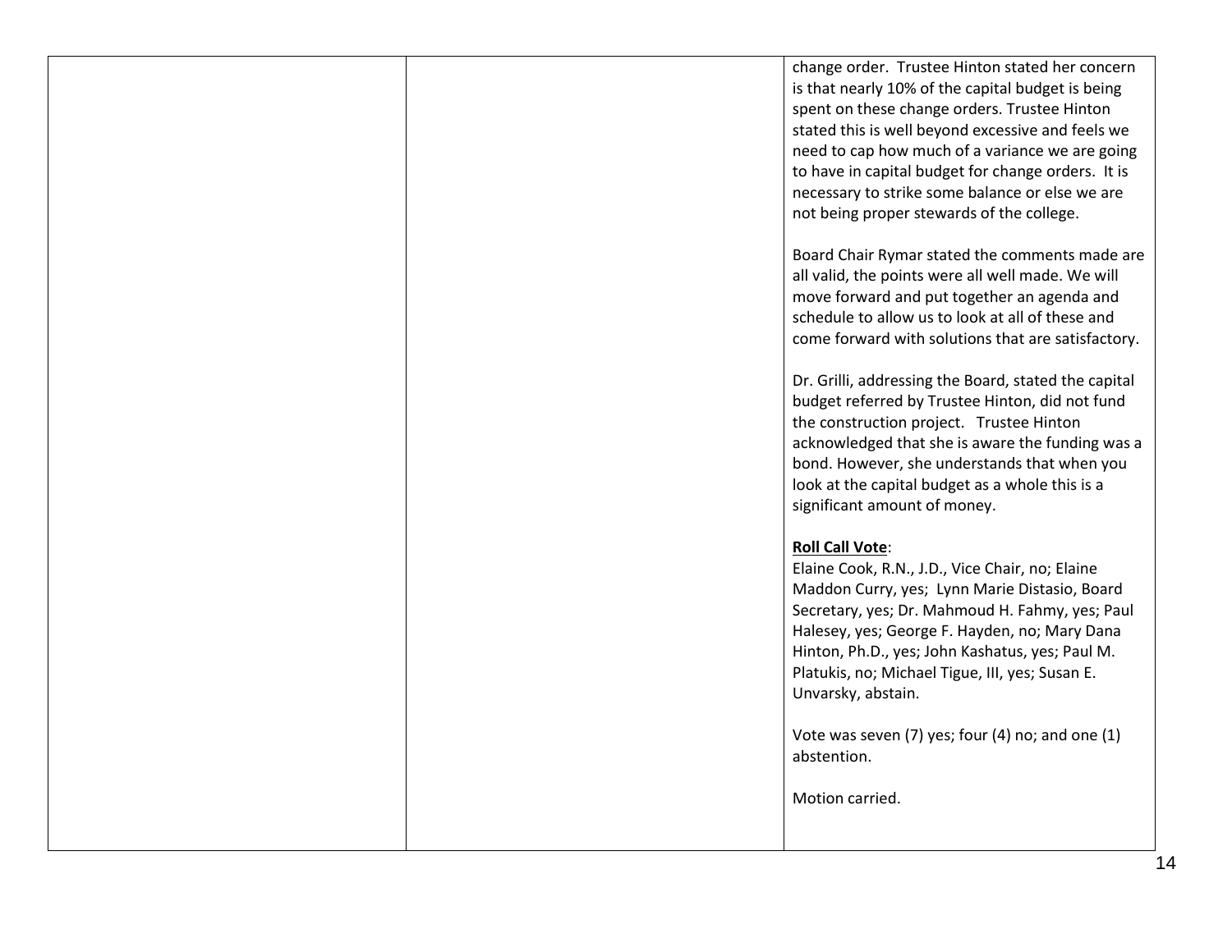| | | |
|---|---|---|
| | | change order. Trustee Hinton stated her concern is that nearly 10% of the capital budget is being spent on these change orders. Trustee Hinton stated this is well beyond excessive and feels we need to cap how much of a variance we are going to have in capital budget for change orders. It is necessary to strike some balance or else we are not being proper stewards of the college.<br><br>Board Chair Rymar stated the comments made are all valid, the points were all well made. We will move forward and put together an agenda and schedule to allow us to look at all of these and come forward with solutions that are satisfactory.<br><br>Dr. Grilli, addressing the Board, stated the capital budget referred by Trustee Hinton, did not fund the construction project. Trustee Hinton acknowledged that she is aware the funding was a bond. However, she understands that when you look at the capital budget as a whole this is a significant amount of money.<br><br>**Roll Call Vote**:<br>Elaine Cook, R.N., J.D., Vice Chair, no; Elaine Maddon Curry, yes; Lynn Marie Distasio, Board Secretary, yes; Dr. Mahmoud H. Fahmy, yes; Paul Halesey, yes; George F. Hayden, no; Mary Dana Hinton, Ph.D., yes; John Kashatus, yes; Paul M. Platukis, no; Michael Tigue, III, yes; Susan E. Unvarsky, abstain.<br><br>Vote was seven (7) yes; four (4) no; and one (1) abstention.<br><br>Motion carried. |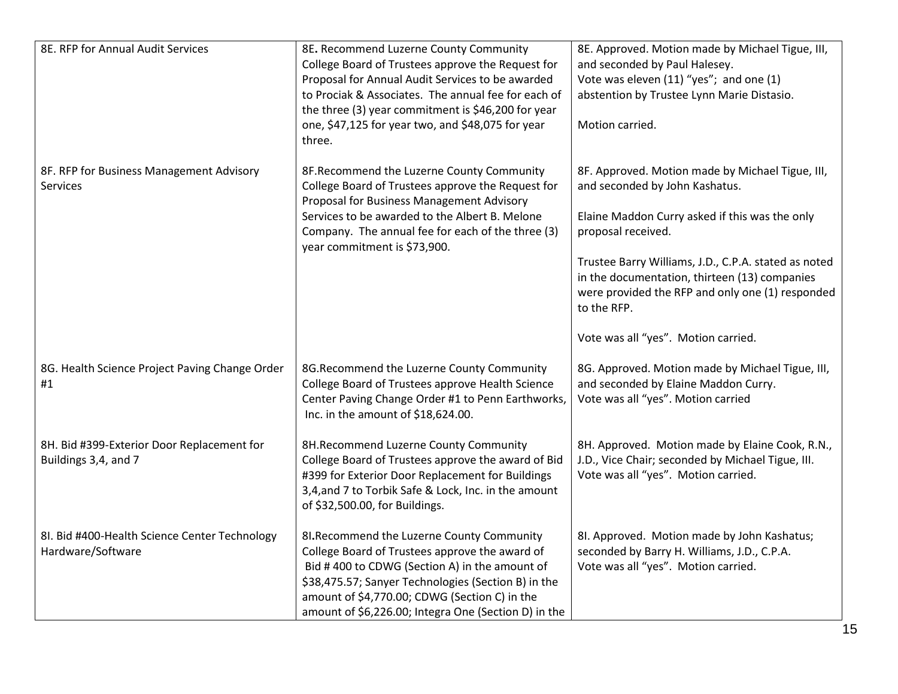| | | |
|---|---|---|
| 8E. RFP for Annual Audit Services | 8E. Recommend Luzerne County Community College Board of Trustees approve the Request for Proposal for Annual Audit Services to be awarded to Prociak & Associates. The annual fee for each of the three (3) year commitment is $46,200 for year one, $47,125 for year two, and $48,075 for year three. | 8E. Approved. Motion made by Michael Tigue, III, and seconded by Paul Halesey.<br>Vote was eleven (11) "yes"; and one (1) abstention by Trustee Lynn Marie Distasio.<br><br>Motion carried. |
| 8F. RFP for Business Management Advisory Services | 8F.Recommend the Luzerne County Community College Board of Trustees approve the Request for Proposal for Business Management Advisory Services to be awarded to the Albert B. Melone Company. The annual fee for each of the three (3) year commitment is $73,900. | 8F. Approved. Motion made by Michael Tigue, III, and seconded by John Kashatus.<br><br>Elaine Maddon Curry asked if this was the only proposal received.<br><br>Trustee Barry Williams, J.D., C.P.A. stated as noted in the documentation, thirteen (13) companies were provided the RFP and only one (1) responded to the RFP.<br><br>Vote was all "yes". Motion carried. |
| 8G. Health Science Project Paving Change Order #1 | 8G.Recommend the Luzerne County Community College Board of Trustees approve Health Science Center Paving Change Order #1 to Penn Earthworks, Inc. in the amount of $18,624.00. | 8G. Approved. Motion made by Michael Tigue, III, and seconded by Elaine Maddon Curry.<br>Vote was all "yes". Motion carried |
| 8H. Bid #399-Exterior Door Replacement for Buildings 3,4, and 7 | 8H.Recommend Luzerne County Community College Board of Trustees approve the award of Bid #399 for Exterior Door Replacement for Buildings 3,4,and 7 to Torbik Safe & Lock, Inc. in the amount of $32,500.00, for Buildings. | 8H. Approved. Motion made by Elaine Cook, R.N., J.D., Vice Chair; seconded by Michael Tigue, III.<br>Vote was all "yes". Motion carried. |
| 8I. Bid #400-Health Science Center Technology Hardware/Software | 8I.Recommend the Luzerne County Community College Board of Trustees approve the award of Bid # 400 to CDWG (Section A) in the amount of $38,475.57; Sanyer Technologies (Section B) in the amount of $4,770.00; CDWG (Section C) in the amount of $6,226.00; Integra One (Section D) in the | 8I. Approved. Motion made by John Kashatus; seconded by Barry H. Williams, J.D., C.P.A.<br>Vote was all "yes". Motion carried. |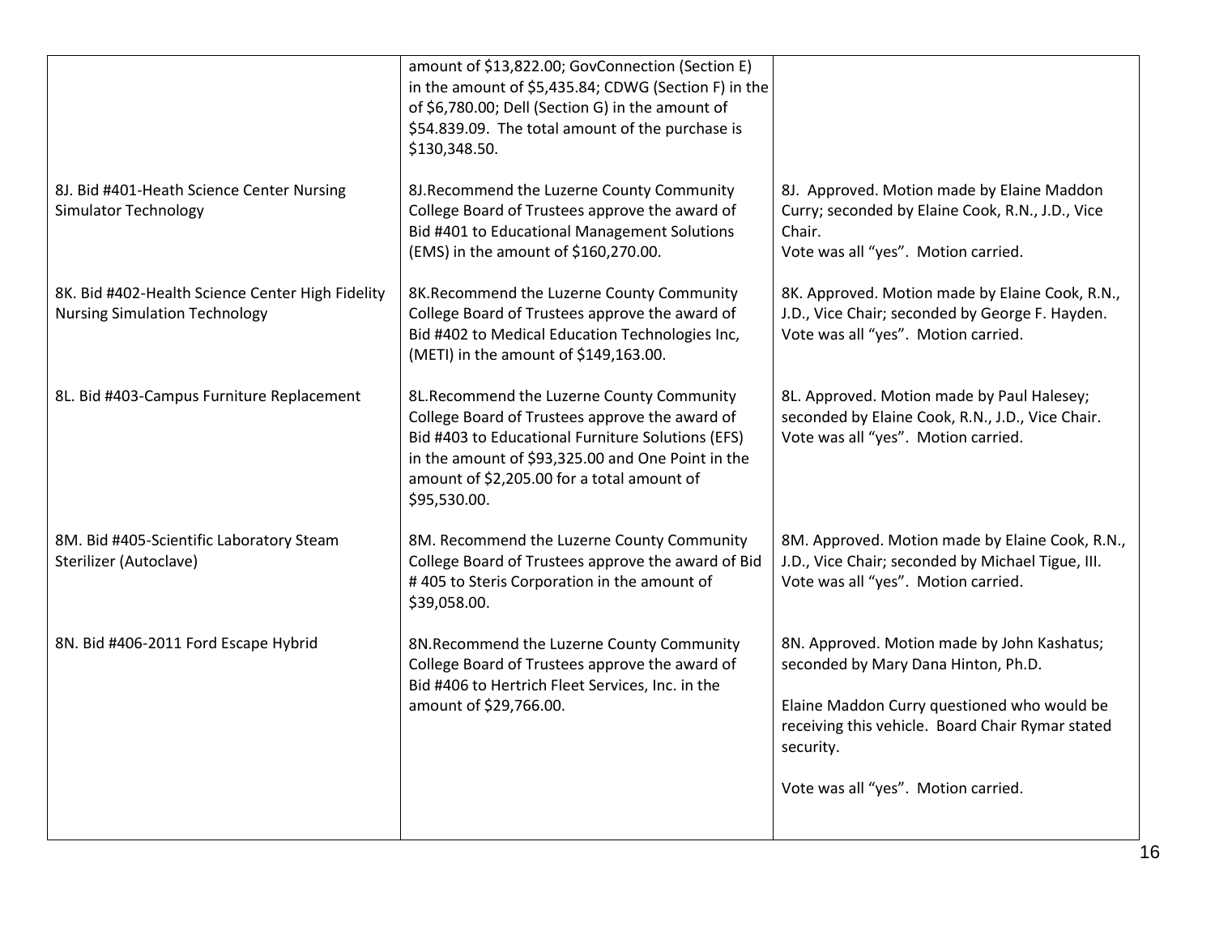| | | |
|---|---|---|
| | amount of $13,822.00; GovConnection (Section E) in the amount of $5,435.84; CDWG (Section F) in the of $6,780.00; Dell (Section G) in the amount of $54.839.09. The total amount of the purchase is $130,348.50. | |
| 8J. Bid #401-Heath Science Center Nursing Simulator Technology | 8J.Recommend the Luzerne County Community College Board of Trustees approve the award of Bid #401 to Educational Management Solutions (EMS) in the amount of $160,270.00. | 8J. Approved. Motion made by Elaine Maddon Curry; seconded by Elaine Cook, R.N., J.D., Vice Chair.<br>Vote was all "yes". Motion carried. |
| 8K. Bid #402-Health Science Center High Fidelity Nursing Simulation Technology | 8K.Recommend the Luzerne County Community College Board of Trustees approve the award of Bid #402 to Medical Education Technologies Inc, (METI) in the amount of $149,163.00. | 8K. Approved. Motion made by Elaine Cook, R.N., J.D., Vice Chair; seconded by George F. Hayden.<br>Vote was all "yes". Motion carried. |
| 8L. Bid #403-Campus Furniture Replacement | 8L.Recommend the Luzerne County Community College Board of Trustees approve the award of Bid #403 to Educational Furniture Solutions (EFS) in the amount of $93,325.00 and One Point in the amount of $2,205.00 for a total amount of $95,530.00. | 8L. Approved. Motion made by Paul Halesey; seconded by Elaine Cook, R.N., J.D., Vice Chair.<br>Vote was all "yes". Motion carried. |
| 8M. Bid #405-Scientific Laboratory Steam Sterilizer (Autoclave) | 8M. Recommend the Luzerne County Community College Board of Trustees approve the award of Bid # 405 to Steris Corporation in the amount of $39,058.00. | 8M. Approved. Motion made by Elaine Cook, R.N., J.D., Vice Chair; seconded by Michael Tigue, III.<br>Vote was all "yes". Motion carried. |
| 8N. Bid #406-2011 Ford Escape Hybrid | 8N.Recommend the Luzerne County Community College Board of Trustees approve the award of Bid #406 to Hertrich Fleet Services, Inc. in the amount of $29,766.00. | 8N. Approved. Motion made by John Kashatus; seconded by Mary Dana Hinton, Ph.D.<br><br>Elaine Maddon Curry questioned who would be receiving this vehicle. Board Chair Rymar stated security.<br><br>Vote was all "yes". Motion carried. |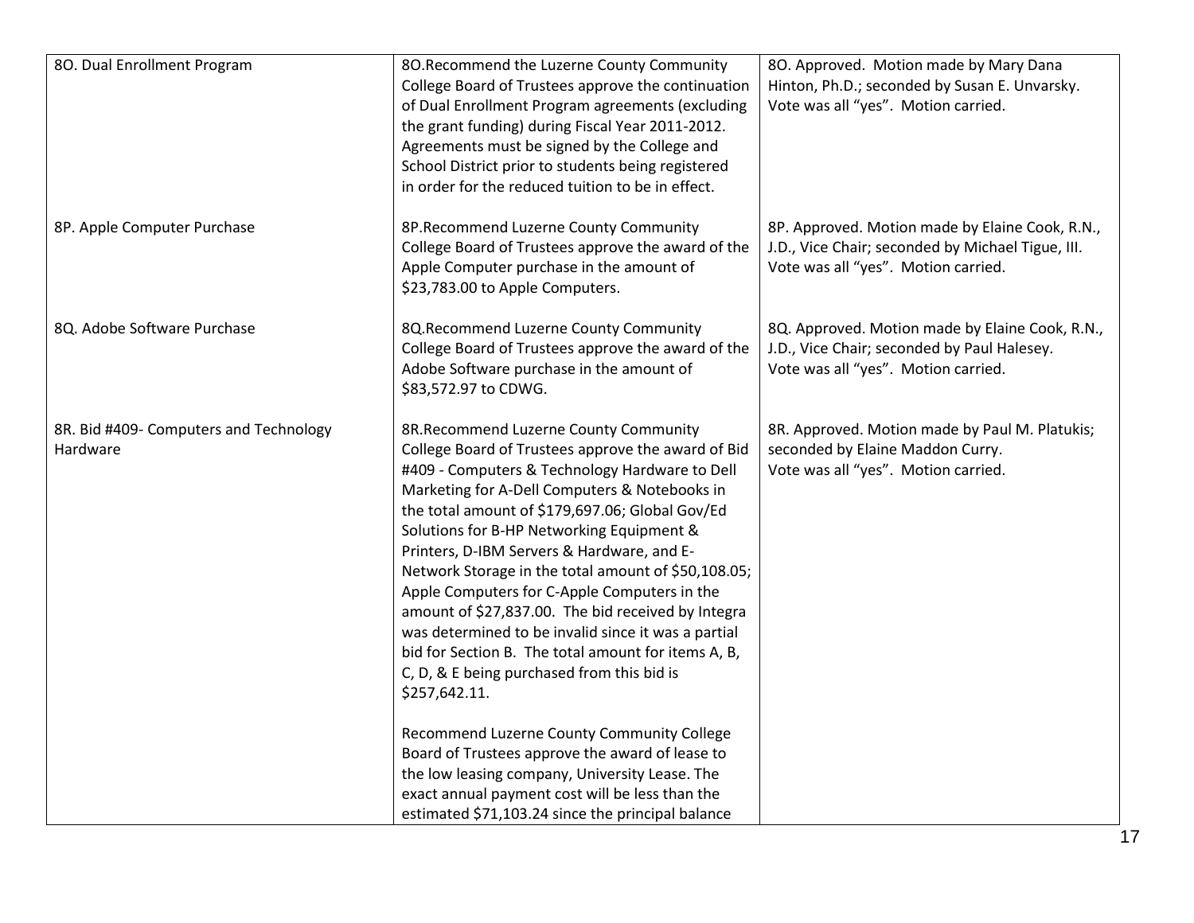| | | |
|---|---|---|
| 8O. Dual Enrollment Program | 8O.Recommend the Luzerne County Community College Board of Trustees approve the continuation of Dual Enrollment Program agreements (excluding the grant funding) during Fiscal Year 2011-2012. Agreements must be signed by the College and School District prior to students being registered in order for the reduced tuition to be in effect. | 8O. Approved. Motion made by Mary Dana Hinton, Ph.D.; seconded by Susan E. Unvarsky. Vote was all "yes". Motion carried. |
| 8P. Apple Computer Purchase | 8P.Recommend Luzerne County Community College Board of Trustees approve the award of the Apple Computer purchase in the amount of $23,783.00 to Apple Computers. | 8P. Approved. Motion made by Elaine Cook, R.N., J.D., Vice Chair; seconded by Michael Tigue, III. Vote was all "yes". Motion carried. |
| 8Q. Adobe Software Purchase | 8Q.Recommend Luzerne County Community College Board of Trustees approve the award of the Adobe Software purchase in the amount of $83,572.97 to CDWG. | 8Q. Approved. Motion made by Elaine Cook, R.N., J.D., Vice Chair; seconded by Paul Halesey. Vote was all "yes". Motion carried. |
| 8R. Bid #409- Computers and Technology Hardware | 8R.Recommend Luzerne County Community College Board of Trustees approve the award of Bid #409 - Computers & Technology Hardware to Dell Marketing for A-Dell Computers & Notebooks in the total amount of $179,697.06; Global Gov/Ed Solutions for B-HP Networking Equipment & Printers, D-IBM Servers & Hardware, and E-Network Storage in the total amount of $50,108.05; Apple Computers for C-Apple Computers in the amount of $27,837.00. The bid received by Integra was determined to be invalid since it was a partial bid for Section B. The total amount for items A, B, C, D, & E being purchased from this bid is $257,642.11.<br><br>Recommend Luzerne County Community College Board of Trustees approve the award of lease to the low leasing company, University Lease. The exact annual payment cost will be less than the estimated $71,103.24 since the principal balance | 8R. Approved. Motion made by Paul M. Platukis; seconded by Elaine Maddon Curry. Vote was all "yes". Motion carried. |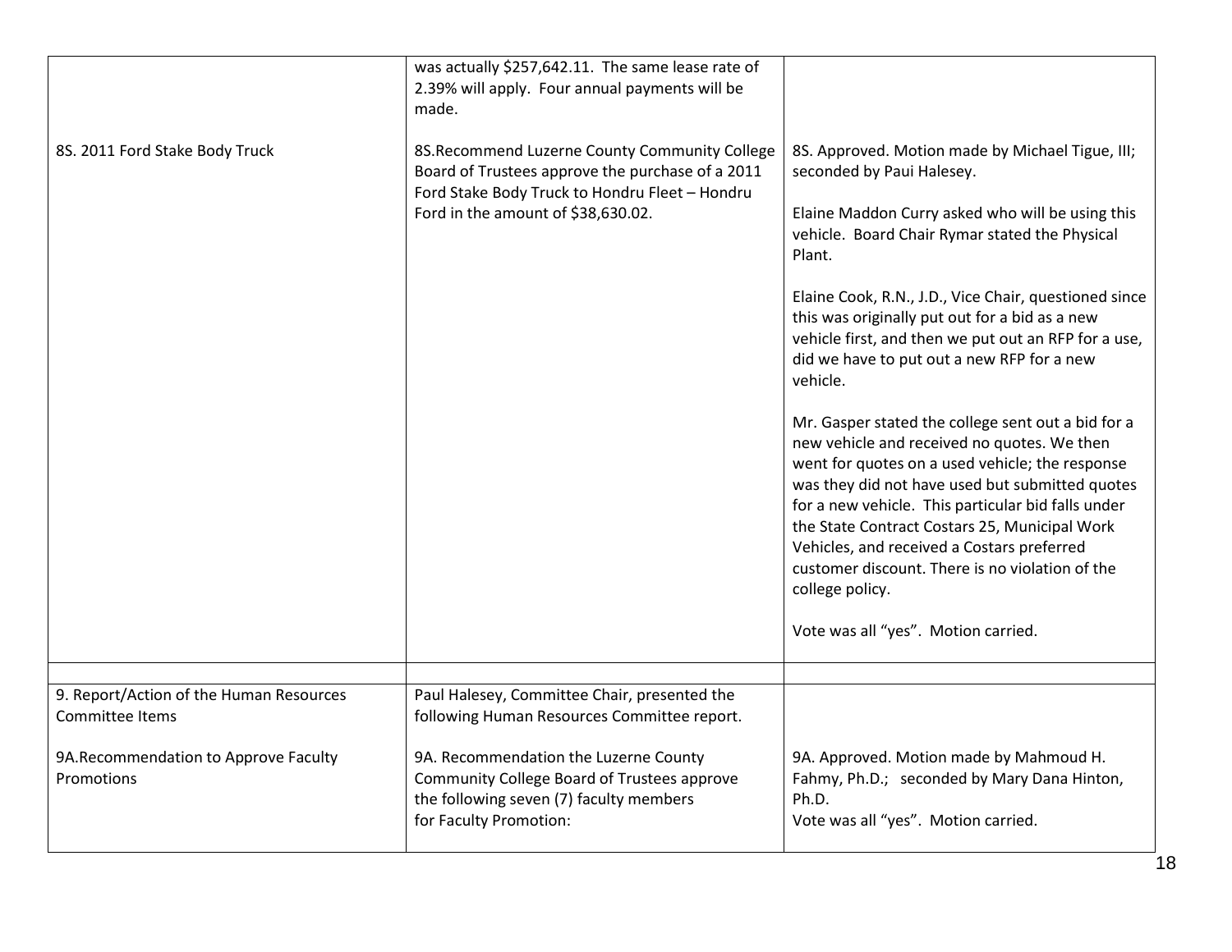| | | |
|---|---|---|
| | was actually $257,642.11. The same lease rate of 2.39% will apply. Four annual payments will be made. | |
| 8S. 2011 Ford Stake Body Truck | 8S.Recommend Luzerne County Community College Board of Trustees approve the purchase of a 2011 Ford Stake Body Truck to Hondru Fleet – Hondru Ford in the amount of $38,630.02. | 8S. Approved. Motion made by Michael Tigue, III; seconded by Paui Halesey.<br><br>Elaine Maddon Curry asked who will be using this vehicle. Board Chair Rymar stated the Physical Plant.<br><br>Elaine Cook, R.N., J.D., Vice Chair, questioned since this was originally put out for a bid as a new vehicle first, and then we put out an RFP for a use, did we have to put out a new RFP for a new vehicle.<br><br>Mr. Gasper stated the college sent out a bid for a new vehicle and received no quotes. We then went for quotes on a used vehicle; the response was they did not have used but submitted quotes for a new vehicle. This particular bid falls under the State Contract Costars 25, Municipal Work Vehicles, and received a Costars preferred customer discount. There is no violation of the college policy.<br><br>Vote was all "yes". Motion carried. |
| | | |
| 9. Report/Action of the Human Resources Committee Items<br><br>9A.Recommendation to Approve Faculty Promotions | Paul Halesey, Committee Chair, presented the following Human Resources Committee report.<br><br>9A. Recommendation the Luzerne County Community College Board of Trustees approve the following seven (7) faculty members for Faculty Promotion: | <br><br><br>9A. Approved. Motion made by Mahmoud H. Fahmy, Ph.D.; seconded by Mary Dana Hinton, Ph.D.<br>Vote was all "yes". Motion carried. |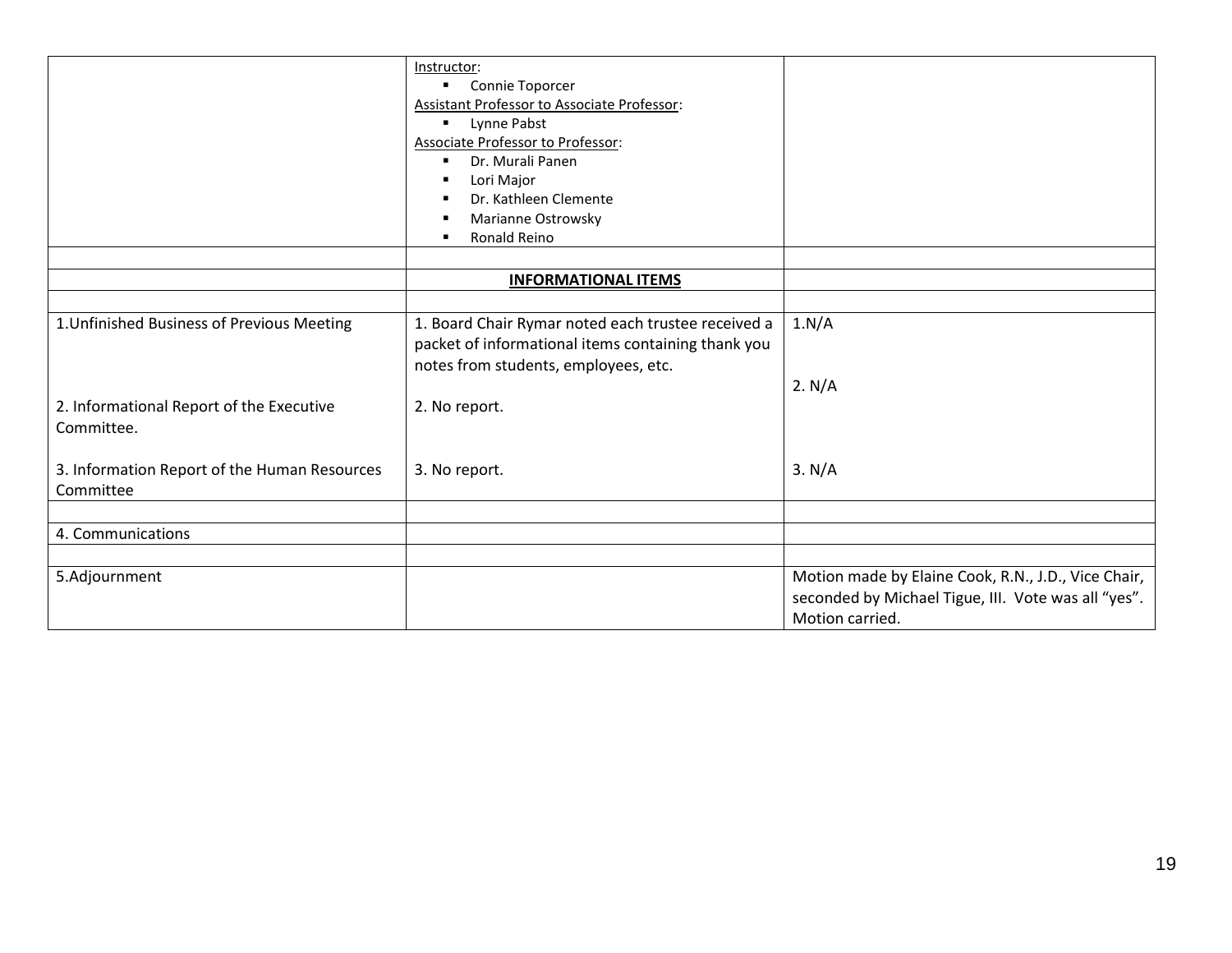| | | |
|---|---|---|
| | <u>Instructor</u>:<br>▪ Connie Toporcer<br><u>Assistant Professor to Associate Professor</u>:<br>▪ Lynne Pabst<br><u>Associate Professor to Professor</u>:<br>▪ Dr. Murali Panen<br>▪ Lori Major<br>▪ Dr. Kathleen Clemente<br>▪ Marianne Ostrowsky<br>▪ Ronald Reino | |
| | | |
| | **<u>INFORMATIONAL ITEMS</u>** | |
| | | |
| 1.Unfinished Business of Previous Meeting<br><br>2. Informational Report of the Executive Committee.<br><br>3. Information Report of the Human Resources Committee | 1. Board Chair Rymar noted each trustee received a packet of informational items containing thank you notes from students, employees, etc.<br><br>2. No report.<br><br>3. No report. | 1.N/A<br><br>2. N/A<br><br>3. N/A |
| | | |
| 4. Communications | | |
| | | |
| 5.Adjournment | | Motion made by Elaine Cook, R.N., J.D., Vice Chair, seconded by Michael Tigue, III. Vote was all "yes". Motion carried. |